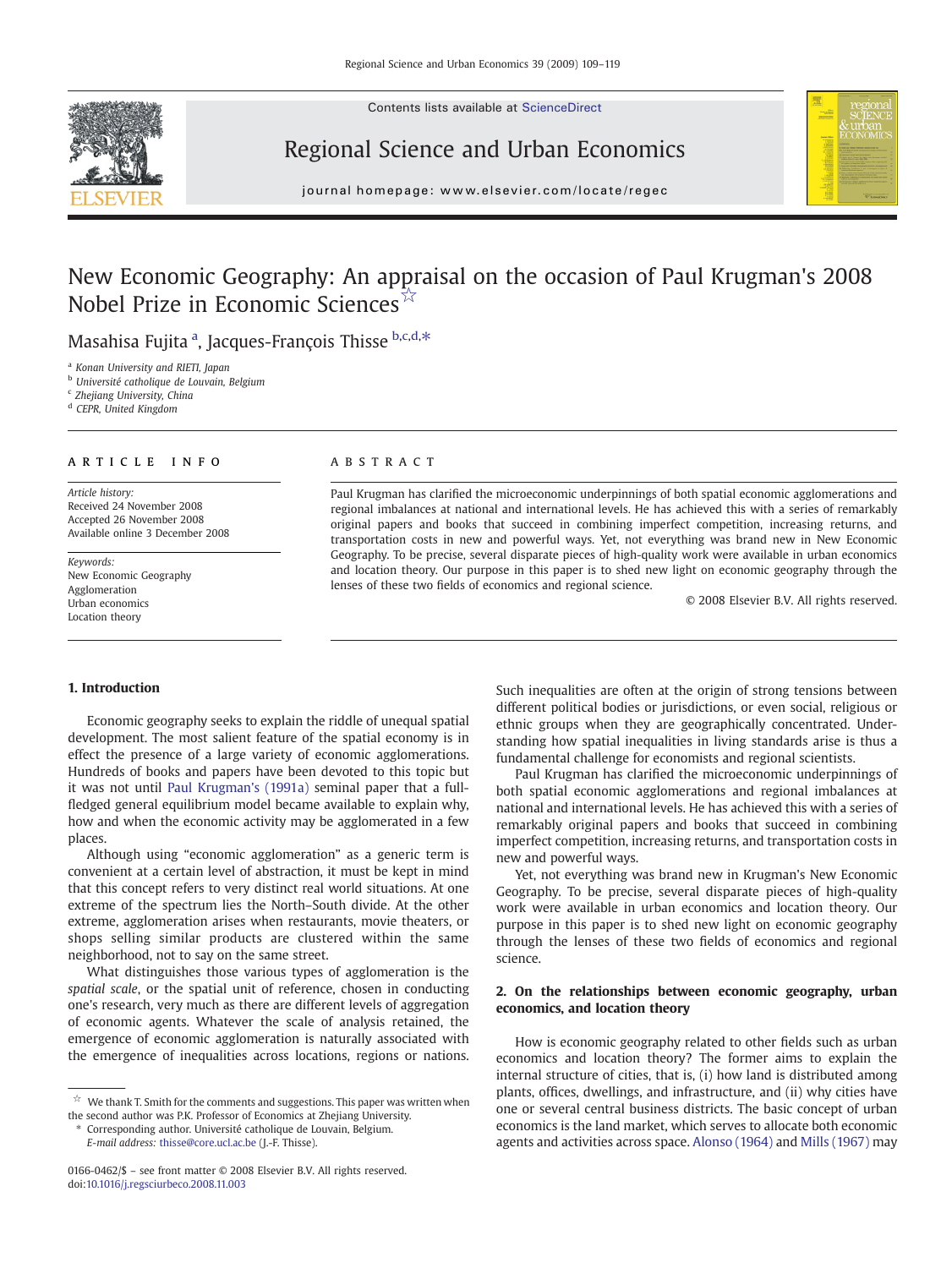Contents lists available at ScienceDirect

# Regional Science and Urban Economics

journal homepage: www.elsevier.com/locate/regec

# New Economic Geography: An appraisal on the occasion of Paul Krugman's 2008 Nobel Prize in Economic Sciences[☆]

Masahisa Fujita[a], Jacques-François Thisse[b,c,d,*]

[a] Konan University and RIETI, Japan
[b] Université catholique de Louvain, Belgium
[c] Zhejiang University, China
[d] CEPR, United Kingdom

**ARTICLE INFO**

*Article history:*
Received 24 November 2008
Accepted 26 November 2008
Available online 3 December 2008

*Keywords:*
New Economic Geography
Agglomeration
Urban economics
Location theory

**ABSTRACT**

Paul Krugman has clarified the microeconomic underpinnings of both spatial economic agglomerations and regional imbalances at national and international levels. He has achieved this with a series of remarkably original papers and books that succeed in combining imperfect competition, increasing returns, and transportation costs in new and powerful ways. Yet, not everything was brand new in New Economic Geography. To be precise, several disparate pieces of high-quality work were available in urban economics and location theory. Our purpose in this paper is to shed new light on economic geography through the lenses of these two fields of economics and regional science.

© 2008 Elsevier B.V. All rights reserved.

## 1. Introduction

Economic geography seeks to explain the riddle of unequal spatial development. The most salient feature of the spatial economy is in effect the presence of a large variety of economic agglomerations. Hundreds of books and papers have been devoted to this topic but it was not until Paul Krugman's (1991a) seminal paper that a full-fledged general equilibrium model became available to explain why, how and when the economic activity may be agglomerated in a few places.

Although using "economic agglomeration" as a generic term is convenient at a certain level of abstraction, it must be kept in mind that this concept refers to very distinct real world situations. At one extreme of the spectrum lies the North–South divide. At the other extreme, agglomeration arises when restaurants, movie theaters, or shops selling similar products are clustered within the same neighborhood, not to say on the same street.

What distinguishes those various types of agglomeration is the *spatial scale*, or the spatial unit of reference, chosen in conducting one's research, very much as there are different levels of aggregation of economic agents. Whatever the scale of analysis retained, the emergence of economic agglomeration is naturally associated with the emergence of inequalities across locations, regions or nations. Such inequalities are often at the origin of strong tensions between different political bodies or jurisdictions, or even social, religious or ethnic groups when they are geographically concentrated. Understanding how spatial inequalities in living standards arise is thus a fundamental challenge for economists and regional scientists.

Paul Krugman has clarified the microeconomic underpinnings of both spatial economic agglomerations and regional imbalances at national and international levels. He has achieved this with a series of remarkably original papers and books that succeed in combining imperfect competition, increasing returns, and transportation costs in new and powerful ways.

Yet, not everything was brand new in Krugman's New Economic Geography. To be precise, several disparate pieces of high-quality work were available in urban economics and location theory. Our purpose in this paper is to shed new light on economic geography through the lenses of these two fields of economics and regional science.

## 2. On the relationships between economic geography, urban economics, and location theory

How is economic geography related to other fields such as urban economics and location theory? The former aims to explain the internal structure of cities, that is, (i) how land is distributed among plants, offices, dwellings, and infrastructure, and (ii) why cities have one or several central business districts. The basic concept of urban economics is the land market, which serves to allocate both economic agents and activities across space. Alonso (1964) and Mills (1967) may

---

[☆] We thank T. Smith for the comments and suggestions. This paper was written when the second author was P.K. Professor of Economics at Zhejiang University.

[*] Corresponding author. Université catholique de Louvain, Belgium.
*E-mail address:* thisse@core.ucl.ac.be (J.-F. Thisse).

0166-0462/$ – see front matter © 2008 Elsevier B.V. All rights reserved.
doi:10.1016/j.regsciurbeco.2008.11.003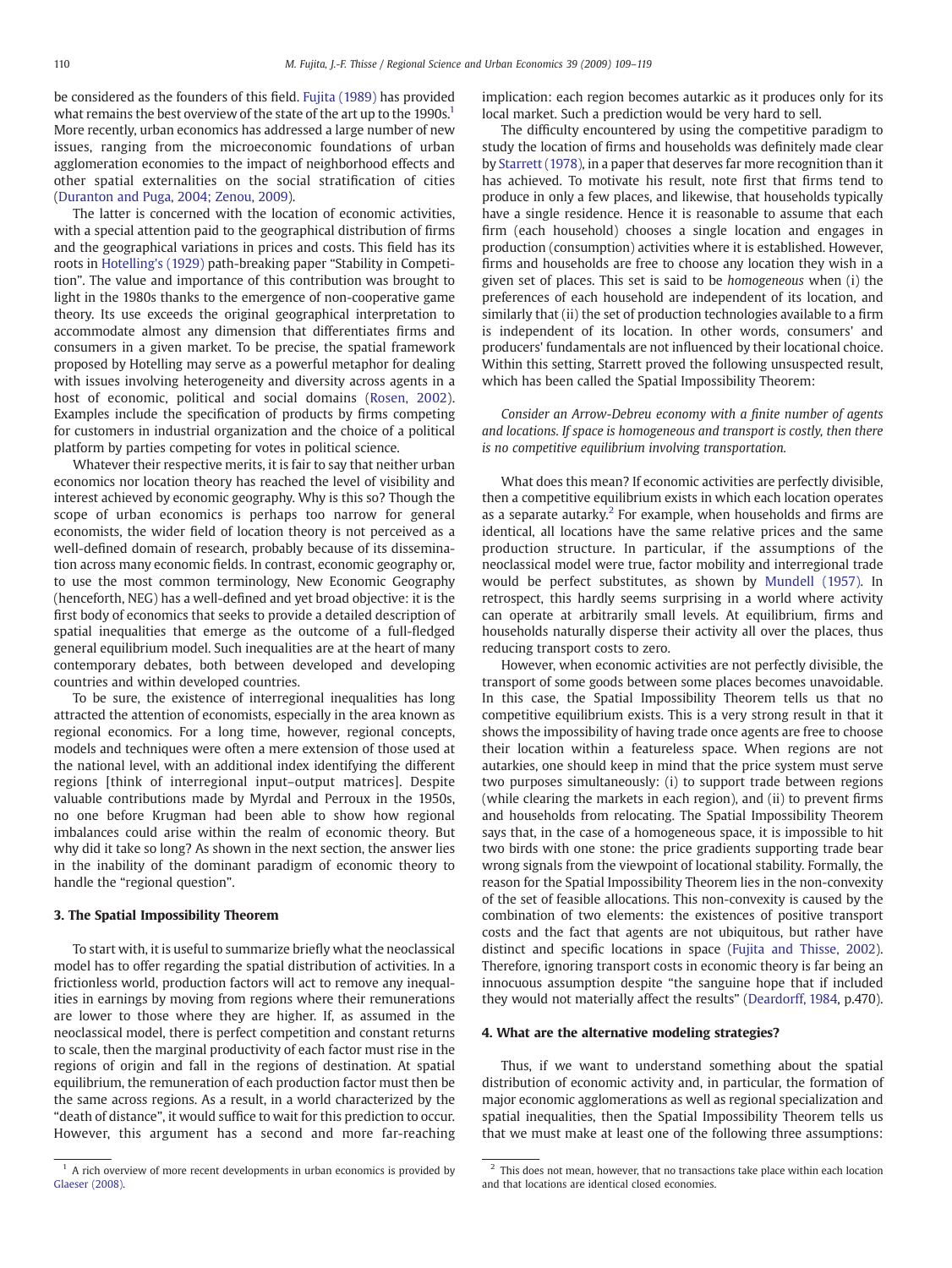be considered as the founders of this field. Fujita (1989) has provided what remains the best overview of the state of the art up to the 1990s.[1] More recently, urban economics has addressed a large number of new issues, ranging from the microeconomic foundations of urban agglomeration economies to the impact of neighborhood effects and other spatial externalities on the social stratification of cities (Duranton and Puga, 2004; Zenou, 2009).

The latter is concerned with the location of economic activities, with a special attention paid to the geographical distribution of firms and the geographical variations in prices and costs. This field has its roots in Hotelling's (1929) path-breaking paper "Stability in Competition". The value and importance of this contribution was brought to light in the 1980s thanks to the emergence of non-cooperative game theory. Its use exceeds the original geographical interpretation to accommodate almost any dimension that differentiates firms and consumers in a given market. To be precise, the spatial framework proposed by Hotelling may serve as a powerful metaphor for dealing with issues involving heterogeneity and diversity across agents in a host of economic, political and social domains (Rosen, 2002). Examples include the specification of products by firms competing for customers in industrial organization and the choice of a political platform by parties competing for votes in political science.

Whatever their respective merits, it is fair to say that neither urban economics nor location theory has reached the level of visibility and interest achieved by economic geography. Why is this so? Though the scope of urban economics is perhaps too narrow for general economists, the wider field of location theory is not perceived as a well-defined domain of research, probably because of its dissemination across many economic fields. In contrast, economic geography or, to use the most common terminology, New Economic Geography (henceforth, NEG) has a well-defined and yet broad objective: it is the first body of economics that seeks to provide a detailed description of spatial inequalities that emerge as the outcome of a full-fledged general equilibrium model. Such inequalities are at the heart of many contemporary debates, both between developed and developing countries and within developed countries.

To be sure, the existence of interregional inequalities has long attracted the attention of economists, especially in the area known as regional economics. For a long time, however, regional concepts, models and techniques were often a mere extension of those used at the national level, with an additional index identifying the different regions [think of interregional input–output matrices]. Despite valuable contributions made by Myrdal and Perroux in the 1950s, no one before Krugman had been able to show how regional imbalances could arise within the realm of economic theory. But why did it take so long? As shown in the next section, the answer lies in the inability of the dominant paradigm of economic theory to handle the "regional question".

## 3. The Spatial Impossibility Theorem

To start with, it is useful to summarize briefly what the neoclassical model has to offer regarding the spatial distribution of activities. In a frictionless world, production factors will act to remove any inequalities in earnings by moving from regions where their remunerations are lower to those where they are higher. If, as assumed in the neoclassical model, there is perfect competition and constant returns to scale, then the marginal productivity of each factor must rise in the regions of origin and fall in the regions of destination. At spatial equilibrium, the remuneration of each production factor must then be the same across regions. As a result, in a world characterized by the "death of distance", it would suffice to wait for this prediction to occur. However, this argument has a second and more far-reaching implication: each region becomes autarkic as it produces only for its local market. Such a prediction would be very hard to sell.

The difficulty encountered by using the competitive paradigm to study the location of firms and households was definitely made clear by Starrett (1978), in a paper that deserves far more recognition than it has achieved. To motivate his result, note first that firms tend to produce in only a few places, and likewise, that households typically have a single residence. Hence it is reasonable to assume that each firm (each household) chooses a single location and engages in production (consumption) activities where it is established. However, firms and households are free to choose any location they wish in a given set of places. This set is said to be *homogeneous* when (i) the preferences of each household are independent of its location, and similarly that (ii) the set of production technologies available to a firm is independent of its location. In other words, consumers' and producers' fundamentals are not influenced by their locational choice. Within this setting, Starrett proved the following unsuspected result, which has been called the Spatial Impossibility Theorem:

*Consider an Arrow-Debreu economy with a finite number of agents and locations. If space is homogeneous and transport is costly, then there is no competitive equilibrium involving transportation.*

What does this mean? If economic activities are perfectly divisible, then a competitive equilibrium exists in which each location operates as a separate autarky.[2] For example, when households and firms are identical, all locations have the same relative prices and the same production structure. In particular, if the assumptions of the neoclassical model were true, factor mobility and interregional trade would be perfect substitutes, as shown by Mundell (1957). In retrospect, this hardly seems surprising in a world where activity can operate at arbitrarily small levels. At equilibrium, firms and households naturally disperse their activity all over the places, thus reducing transport costs to zero.

However, when economic activities are not perfectly divisible, the transport of some goods between some places becomes unavoidable. In this case, the Spatial Impossibility Theorem tells us that no competitive equilibrium exists. This is a very strong result in that it shows the impossibility of having trade once agents are free to choose their location within a featureless space. When regions are not autarkies, one should keep in mind that the price system must serve two purposes simultaneously: (i) to support trade between regions (while clearing the markets in each region), and (ii) to prevent firms and households from relocating. The Spatial Impossibility Theorem says that, in the case of a homogeneous space, it is impossible to hit two birds with one stone: the price gradients supporting trade bear wrong signals from the viewpoint of locational stability. Formally, the reason for the Spatial Impossibility Theorem lies in the non-convexity of the set of feasible allocations. This non-convexity is caused by the combination of two elements: the existences of positive transport costs and the fact that agents are not ubiquitous, but rather have distinct and specific locations in space (Fujita and Thisse, 2002). Therefore, ignoring transport costs in economic theory is far being an innocuous assumption despite "the sanguine hope that if included they would not materially affect the results" (Deardorff, 1984, p.470).

## 4. What are the alternative modeling strategies?

Thus, if we want to understand something about the spatial distribution of economic activity and, in particular, the formation of major economic agglomerations as well as regional specialization and spatial inequalities, then the Spatial Impossibility Theorem tells us that we must make at least one of the following three assumptions:

[1] A rich overview of more recent developments in urban economics is provided by Glaeser (2008).

[2] This does not mean, however, that no transactions take place within each location and that locations are identical closed economies.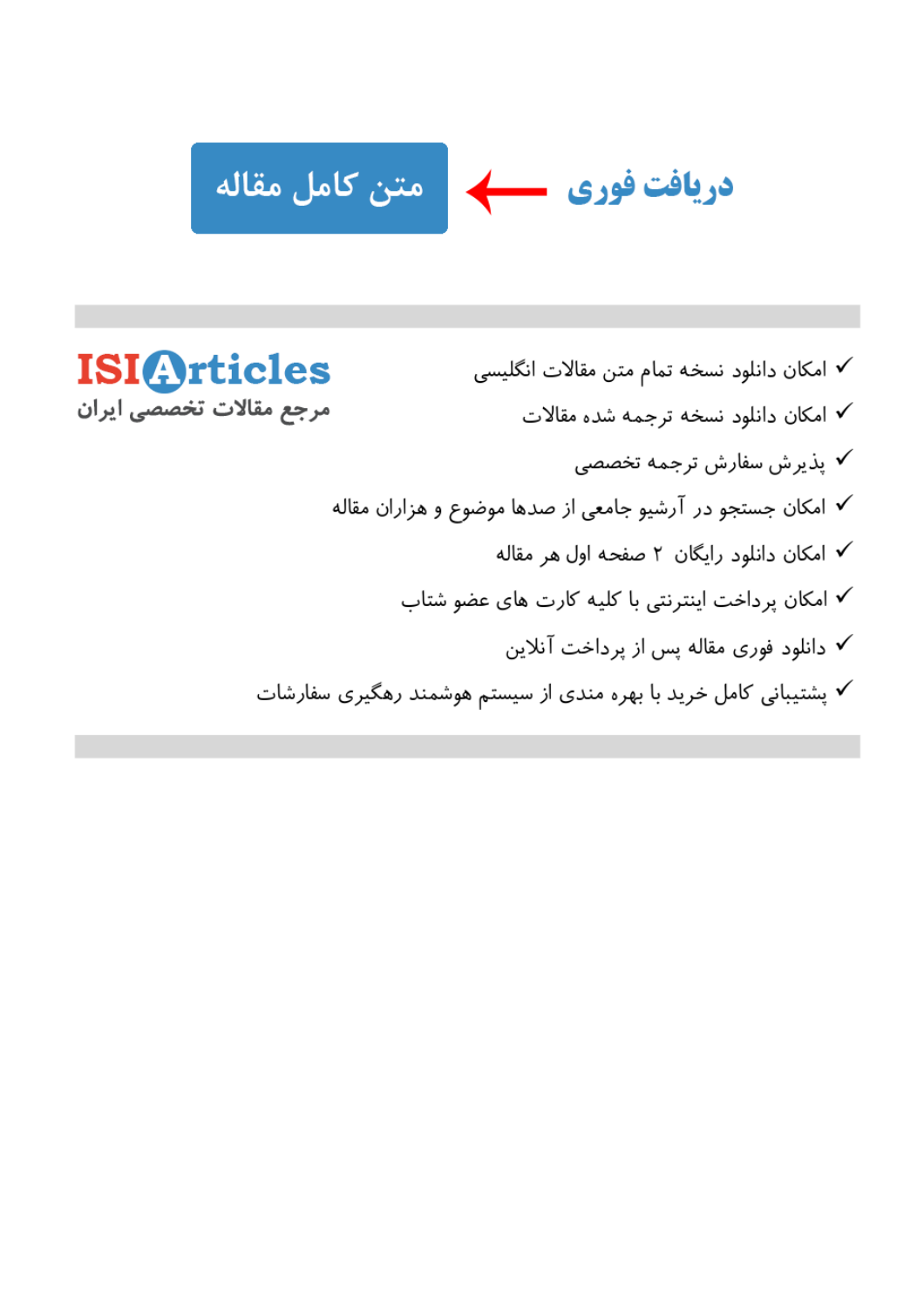دریافت فوری ← متن کامل مقاله

ISIArticles
مرجع مقالات تخصصی ایران

- ✓ امکان دانلود نسخه تمام متن مقالات انگلیسی
- ✓ امکان دانلود نسخه ترجمه شده مقالات
- ✓ پذیرش سفارش ترجمه تخصصی
- ✓ امکان جستجو در آرشیو جامعی از صدها موضوع و هزاران مقاله
- ✓ امکان دانلود رایگان ۲ صفحه اول هر مقاله
- ✓ امکان پرداخت اینترنتی با کلیه کارت های عضو شتاب
- ✓ دانلود فوری مقاله پس از پرداخت آنلاین
- ✓ پشتیبانی کامل خرید با بهره مندی از سیستم هوشمند رهگیری سفارشات